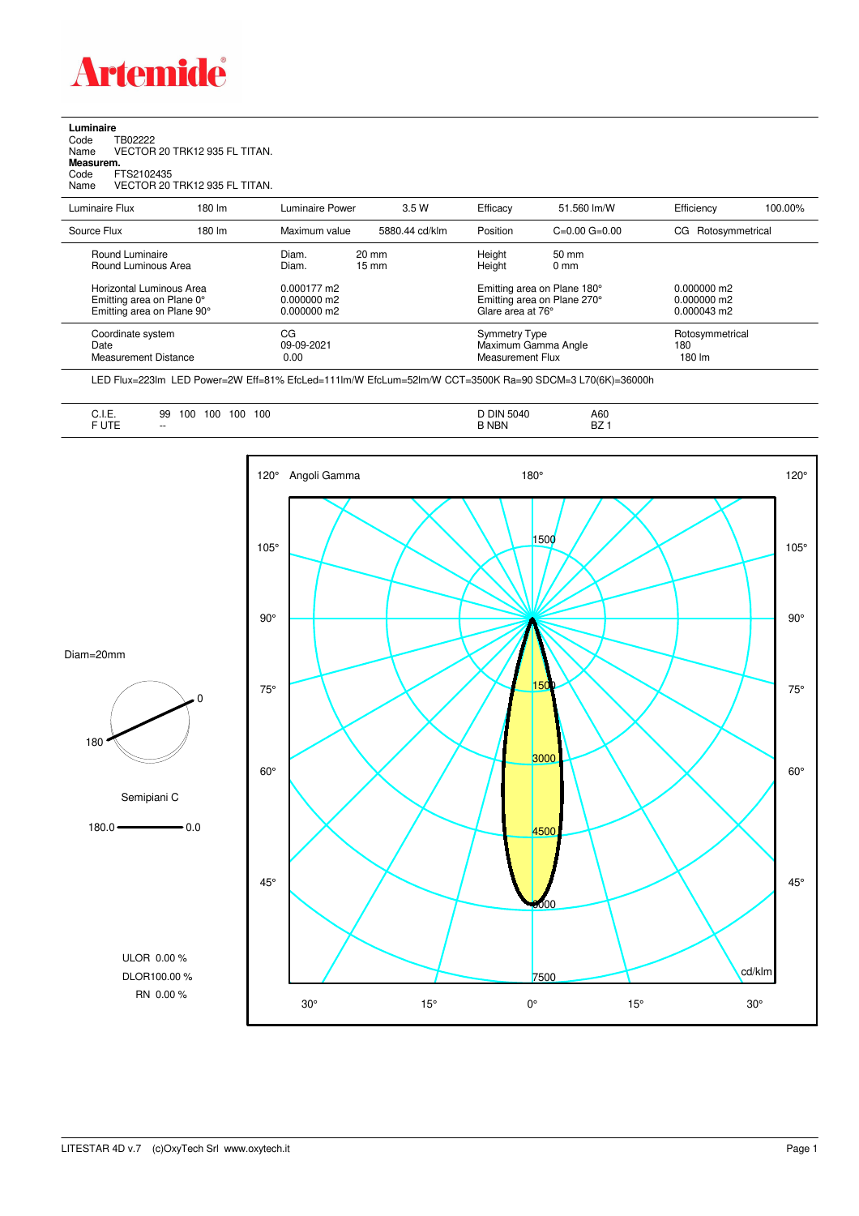**Luminaire**

Code TB02222
Name VECTOR 20 TRK12 935 FL TITAN.

**Measurem.**

Code FTS2102435
Name VECTOR 20 TRK12 935 FL TITAN.

| Luminaire Flux | 180 lm | Luminaire Power | 3.5 W | Efficacy | 51.560 lm/W | Efficiency | 100.00% |
|---|---|---|---|---|---|---|---|
| Source Flux | 180 lm | Maximum value | 5880.44 cd/klm | Position | C=0.00 G=0.00 | CG | Rotosymmetrical |

| | | | | | |
|---|---|---|---|---|---|
| Round Luminaire | Diam. 20 mm | | Height | 50 mm | |
| Round Luminous Area | Diam. 15 mm | | Height | 0 mm | |
| Horizontal Luminous Area | 0.000177 m2 | | Emitting area on Plane 180° | | 0.000000 m2 |
| Emitting area on Plane 0° | 0.000000 m2 | | Emitting area on Plane 270° | | 0.000000 m2 |
| Emitting area on Plane 90° | 0.000000 m2 | | Glare area at 76° | | 0.000043 m2 |
| Coordinate system | CG | | Symmetry Type | | Rotosymmetrical |
| Date | 09-09-2021 | | Maximum Gamma Angle | | 180 |
| Measurement Distance | 0.00 | | Measurement Flux | | 180 lm |

LED Flux=223lm LED Power=2W Eff=81% EfcLed=111lm/W EfcLum=52lm/W CCT=3500K Ra=90 SDCM=3 L70(6K)=36000h

| | | | |
|---|---|---|---|
| C.I.E. | 99 100 100 100 100 | D DIN 5040 | A60 |
| F UTE | -- | B NBN | BZ 1 |

Diam=20mm

Semipiani C

180.0 — 0.0

ULOR 0.00 %
DLOR100.00 %
RN 0.00 %

Angoli Gamma

cd/klm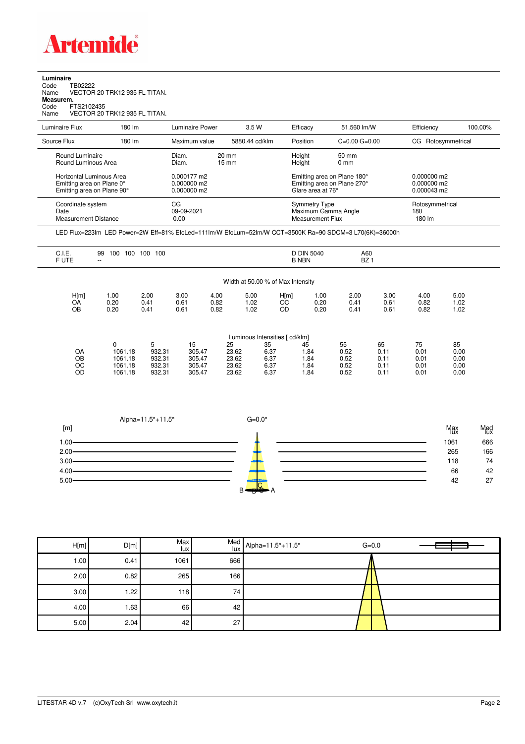Artemide

**Luminaire**
Code TB02222
Name VECTOR 20 TRK12 935 FL TITAN.
**Measurem.**
Code FTS2102435
Name VECTOR 20 TRK12 935 FL TITAN.

| | | | | | | | |
|---|---|---|---|---|---|---|---|
| Luminaire Flux | 180 lm | Luminaire Power | 3.5 W | Efficacy | 51.560 lm/W | Efficiency | 100.00% |
| Source Flux | 180 lm | Maximum value | 5880.44 cd/klm | Position | C=0.00 G=0.00 | CG Rotosymmetrical | |

| | | | | | |
|---|---|---|---|---|---|
| Round Luminaire | Diam. | 20 mm | Height | 50 mm | |
| Round Luminous Area | Diam. | 15 mm | Height | 0 mm | |
| Horizontal Luminous Area | 0.000177 m2 | | Emitting area on Plane 180° | | 0.000000 m2 |
| Emitting area on Plane 0° | 0.000000 m2 | | Emitting area on Plane 270° | | 0.000000 m2 |
| Emitting area on Plane 90° | 0.000000 m2 | | Glare area at 76° | | 0.000043 m2 |

| | | | |
|---|---|---|---|
| Coordinate system | CG | Symmetry Type | Rotosymmetrical |
| Date | 09-09-2021 | Maximum Gamma Angle | 180 |
| Measurement Distance | 0.00 | Measurement Flux | 180 lm |

LED Flux=223lm LED Power=2W Eff=81% EfcLed=111lm/W EfcLum=52lm/W CCT=3500K Ra=90 SDCM=3 L70(6K)=36000h

| | | | |
|---|---|---|---|
| C.I.E. | 99 100 100 100 100 | D DIN 5040 | A60 |
| F UTE | -- | B NBN | BZ 1 |

Width at 50.00 % of Max Intensity

| H[m] | 1.00 | 2.00 | 3.00 | 4.00 | 5.00 | H[m] | 1.00 | 2.00 | 3.00 | 4.00 | 5.00 |
|---|---|---|---|---|---|---|---|---|---|---|---|
| OA | 0.20 | 0.41 | 0.61 | 0.82 | 1.02 | OC | 0.20 | 0.41 | 0.61 | 0.82 | 1.02 |
| OB | 0.20 | 0.41 | 0.61 | 0.82 | 1.02 | OD | 0.20 | 0.41 | 0.61 | 0.82 | 1.02 |

Luminous Intensities [ cd/klm]

| | 0 | 5 | 15 | 25 | 35 | 45 | 55 | 65 | 75 | 85 |
|---|---|---|---|---|---|---|---|---|---|---|
| OA | 1061.18 | 932.31 | 305.47 | 23.62 | 6.37 | 1.84 | 0.52 | 0.11 | 0.01 | 0.00 |
| OB | 1061.18 | 932.31 | 305.47 | 23.62 | 6.37 | 1.84 | 0.52 | 0.11 | 0.01 | 0.00 |
| OC | 1061.18 | 932.31 | 305.47 | 23.62 | 6.37 | 1.84 | 0.52 | 0.11 | 0.01 | 0.00 |
| OD | 1061.18 | 932.31 | 305.47 | 23.62 | 6.37 | 1.84 | 0.52 | 0.11 | 0.01 | 0.00 |

Alpha=11.5°+11.5°
G=0.0°
[m]
Max lux
Med lux
1.00 1061 666
2.00 265 166
3.00 118 74
4.00 66 42
5.00 42 27
B D C A

| H[m] | D[m] | Max lux | Med lux | Alpha=11.5°+11.5° G=0.0 |
|---|---|---|---|---|
| 1.00 | 0.41 | 1061 | 666 | |
| 2.00 | 0.82 | 265 | 166 | |
| 3.00 | 1.22 | 118 | 74 | |
| 4.00 | 1.63 | 66 | 42 | |
| 5.00 | 2.04 | 42 | 27 | |

LITESTAR 4D v.7 (c)OxyTech Srl www.oxytech.it